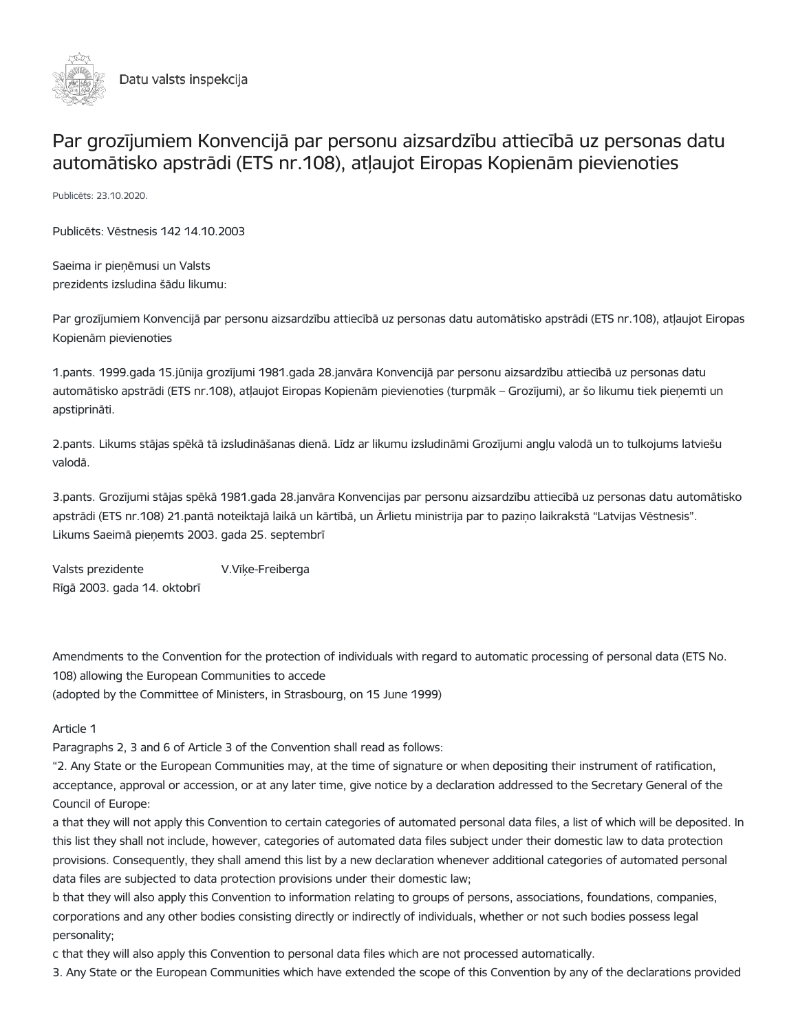Datu valsts inspekcija

# Par grozījumiem Konvencijā par personu aizsardzību attiecībā uz personas datu automātisko apstrādi (ETS nr.108), atļaujot Eiropas Kopienām pievienoties

Publicēts: 23.10.2020.

Publicēts: Vēstnesis 142 14.10.2003

Saeima ir pieņēmusi un Valsts
prezidents izsludina šādu likumu:

Par grozījumiem Konvencijā par personu aizsardzību attiecībā uz personas datu automātisko apstrādi (ETS nr.108), atļaujot Eiropas Kopienām pievienoties

1.pants. 1999.gada 15.jūnija grozījumi 1981.gada 28.janvāra Konvencijā par personu aizsardzību attiecībā uz personas datu automātisko apstrādi (ETS nr.108), atļaujot Eiropas Kopienām pievienoties (turpmāk – Grozījumi), ar šo likumu tiek pieņemti un apstiprināti.

2.pants. Likums stājas spēkā tā izsludināšanas dienā. Līdz ar likumu izsludināmi Grozījumi angļu valodā un to tulkojums latviešu valodā.

3.pants. Grozījumi stājas spēkā 1981.gada 28.janvāra Konvencijas par personu aizsardzību attiecībā uz personas datu automātisko apstrādi (ETS nr.108) 21.pantā noteiktajā laikā un kārtībā, un Ārlietu ministrija par to paziņo laikrakstā "Latvijas Vēstnesis".
Likums Saeimā pieņemts 2003. gada 25. septembrī

Valsts prezidente V.Vīķe-Freiberga
Rīgā 2003. gada 14. oktobrī

Amendments to the Convention for the protection of individuals with regard to automatic processing of personal data (ETS No. 108) allowing the European Communities to accede
(adopted by the Committee of Ministers, in Strasbourg, on 15 June 1999)

Article 1
Paragraphs 2, 3 and 6 of Article 3 of the Convention shall read as follows:
"2. Any State or the European Communities may, at the time of signature or when depositing their instrument of ratification, acceptance, approval or accession, or at any later time, give notice by a declaration addressed to the Secretary General of the Council of Europe:
a that they will not apply this Convention to certain categories of automated personal data files, a list of which will be deposited. In this list they shall not include, however, categories of automated data files subject under their domestic law to data protection provisions. Consequently, they shall amend this list by a new declaration whenever additional categories of automated personal data files are subjected to data protection provisions under their domestic law;
b that they will also apply this Convention to information relating to groups of persons, associations, foundations, companies, corporations and any other bodies consisting directly or indirectly of individuals, whether or not such bodies possess legal personality;
c that they will also apply this Convention to personal data files which are not processed automatically.
3. Any State or the European Communities which have extended the scope of this Convention by any of the declarations provided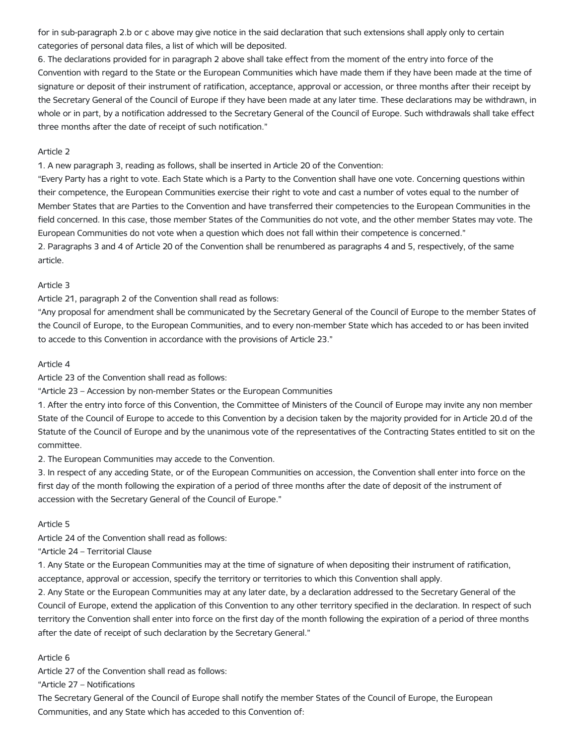for in sub-paragraph 2.b or c above may give notice in the said declaration that such extensions shall apply only to certain categories of personal data files, a list of which will be deposited.

6. The declarations provided for in paragraph 2 above shall take effect from the moment of the entry into force of the Convention with regard to the State or the European Communities which have made them if they have been made at the time of signature or deposit of their instrument of ratification, acceptance, approval or accession, or three months after their receipt by the Secretary General of the Council of Europe if they have been made at any later time. These declarations may be withdrawn, in whole or in part, by a notification addressed to the Secretary General of the Council of Europe. Such withdrawals shall take effect three months after the date of receipt of such notification."

Article 2

1. A new paragraph 3, reading as follows, shall be inserted in Article 20 of the Convention:

"Every Party has a right to vote. Each State which is a Party to the Convention shall have one vote. Concerning questions within their competence, the European Communities exercise their right to vote and cast a number of votes equal to the number of Member States that are Parties to the Convention and have transferred their competencies to the European Communities in the field concerned. In this case, those member States of the Communities do not vote, and the other member States may vote. The European Communities do not vote when a question which does not fall within their competence is concerned."

2. Paragraphs 3 and 4 of Article 20 of the Convention shall be renumbered as paragraphs 4 and 5, respectively, of the same article.

Article 3

Article 21, paragraph 2 of the Convention shall read as follows:

"Any proposal for amendment shall be communicated by the Secretary General of the Council of Europe to the member States of the Council of Europe, to the European Communities, and to every non-member State which has acceded to or has been invited to accede to this Convention in accordance with the provisions of Article 23."

Article 4

Article 23 of the Convention shall read as follows:

"Article 23 – Accession by non-member States or the European Communities

1. After the entry into force of this Convention, the Committee of Ministers of the Council of Europe may invite any non member State of the Council of Europe to accede to this Convention by a decision taken by the majority provided for in Article 20.d of the Statute of the Council of Europe and by the unanimous vote of the representatives of the Contracting States entitled to sit on the committee.

2. The European Communities may accede to the Convention.

3. In respect of any acceding State, or of the European Communities on accession, the Convention shall enter into force on the first day of the month following the expiration of a period of three months after the date of deposit of the instrument of accession with the Secretary General of the Council of Europe."

Article 5

Article 24 of the Convention shall read as follows:

"Article 24 – Territorial Clause

1. Any State or the European Communities may at the time of signature of when depositing their instrument of ratification, acceptance, approval or accession, specify the territory or territories to which this Convention shall apply.

2. Any State or the European Communities may at any later date, by a declaration addressed to the Secretary General of the Council of Europe, extend the application of this Convention to any other territory specified in the declaration. In respect of such territory the Convention shall enter into force on the first day of the month following the expiration of a period of three months after the date of receipt of such declaration by the Secretary General."

Article 6

Article 27 of the Convention shall read as follows:

"Article 27 – Notifications

The Secretary General of the Council of Europe shall notify the member States of the Council of Europe, the European Communities, and any State which has acceded to this Convention of: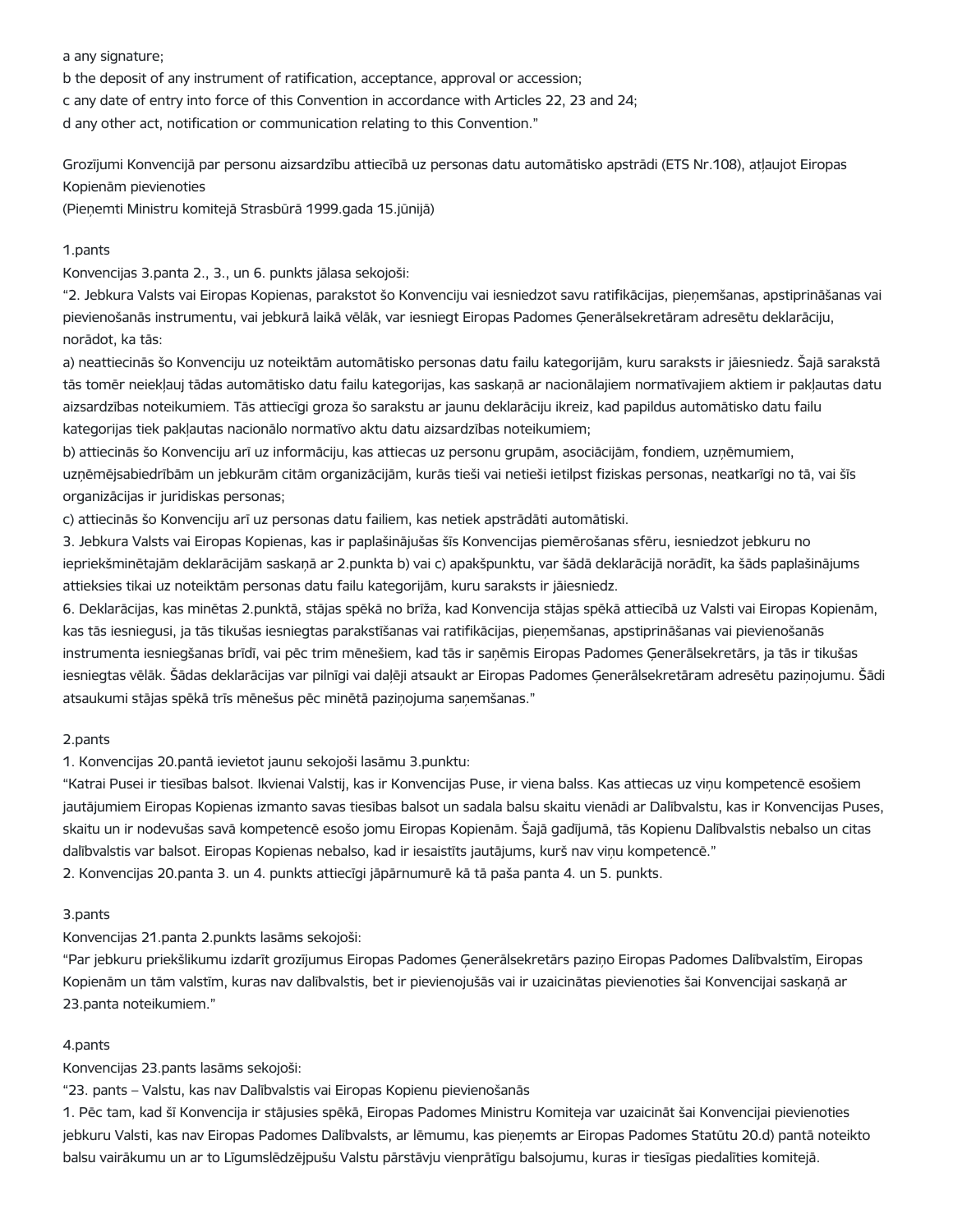a any signature;
b the deposit of any instrument of ratification, acceptance, approval or accession;
c any date of entry into force of this Convention in accordance with Articles 22, 23 and 24;
d any other act, notification or communication relating to this Convention."

Grozījumi Konvencijā par personu aizsardzību attiecībā uz personas datu automātisko apstrādi (ETS Nr.108), atļaujot Eiropas Kopienām pievienoties
(Pieņemti Ministru komitejā Strasbūrā 1999.gada 15.jūnijā)

1.pants
Konvencijas 3.panta 2., 3., un 6. punkts jālasa sekojoši:
"2. Jebkura Valsts vai Eiropas Kopienas, parakstot šo Konvenciju vai iesniedzot savu ratifikācijas, pieņemšanas, apstiprināšanas vai pievienošanās instrumentu, vai jebkurā laikā vēlāk, var iesniegt Eiropas Padomes Ģenerālsekretāram adresētu deklarāciju, norādot, ka tās:
a) neattiecinās šo Konvenciju uz noteiktām automātisko personas datu failu kategorijām, kuru saraksts ir jāiesniedz. Šajā sarakstā tās tomēr neiekļauj tādas automātisko datu failu kategorijas, kas saskaņā ar nacionālajiem normatīvajiem aktiem ir pakļautas datu aizsardzības noteikumiem. Tās attiecīgi groza šo sarakstu ar jaunu deklarāciju ikreiz, kad papildus automātisko datu failu kategorijas tiek pakļautas nacionālo normatīvo aktu datu aizsardzības noteikumiem;
b) attiecinās šo Konvenciju arī uz informāciju, kas attiecas uz personu grupām, asociācijām, fondiem, uzņēmumiem, uzņēmējsabiedrībām un jebkurām citām organizācijām, kurās tieši vai netieši ietilpst fiziskas personas, neatkarīgi no tā, vai šīs organizācijas ir juridiskas personas;
c) attiecinās šo Konvenciju arī uz personas datu failiem, kas netiek apstrādāti automātiski.
3. Jebkura Valsts vai Eiropas Kopienas, kas ir paplašinājušas šīs Konvencijas piemērošanas sfēru, iesniedzot jebkuru no iepriekšminētajām deklarācijām saskaņā ar 2.punkta b) vai c) apakšpunktu, var šādā deklarācijā norādīt, ka šāds paplašinājums attieksies tikai uz noteiktām personas datu failu kategorijām, kuru saraksts ir jāiesniedz.
6. Deklarācijas, kas minētas 2.punktā, stājas spēkā no brīža, kad Konvencija stājas spēkā attiecībā uz Valsti vai Eiropas Kopienām, kas tās iesniegusi, ja tās tikušas iesniegtas parakstīšanas vai ratifikācijas, pieņemšanas, apstiprināšanas vai pievienošanās instrumenta iesniegšanas brīdī, vai pēc trim mēnešiem, kad tās ir saņēmis Eiropas Padomes Ģenerālsekretārs, ja tās ir tikušas iesniegtas vēlāk. Šādas deklarācijas var pilnīgi vai daļēji atsaukt ar Eiropas Padomes Ģenerālsekretāram adresētu paziņojumu. Šādi atsaukumi stājas spēkā trīs mēnešus pēc minētā paziņojuma saņemšanas."

2.pants
1. Konvencijas 20.pantā ievietot jaunu sekojoši lasāmu 3.punktu:
"Katrai Pusei ir tiesības balsot. Ikvienai Valstij, kas ir Konvencijas Puse, ir viena balss. Kas attiecas uz viņu kompetencē esošiem jautājumiem Eiropas Kopienas izmanto savas tiesības balsot un sadala balsu skaitu vienādi ar Dalībvalstu, kas ir Konvencijas Puses, skaitu un ir nodevušas savā kompetencē esošo jomu Eiropas Kopienām. Šajā gadījumā, tās Kopienu Dalībvalstis nebalso un citas dalībvalstis var balsot. Eiropas Kopienas nebalso, kad ir iesaistīts jautājums, kurš nav viņu kompetencē."
2. Konvencijas 20.panta 3. un 4. punkts attiecīgi jāpārnumurē kā tā paša panta 4. un 5. punkts.

3.pants
Konvencijas 21.panta 2.punkts lasāms sekojoši:
"Par jebkuru priekšlikumu izdarīt grozījumus Eiropas Padomes Ģenerālsekretārs paziņo Eiropas Padomes Dalībvalstīm, Eiropas Kopienām un tām valstīm, kuras nav dalībvalstis, bet ir pievienojušās vai ir uzaicinātas pievienoties šai Konvencijai saskaņā ar 23.panta noteikumiem."

4.pants
Konvencijas 23.pants lasāms sekojoši:
"23. pants – Valstu, kas nav Dalībvalstis vai Eiropas Kopienu pievienošanās
1. Pēc tam, kad šī Konvencija ir stājusies spēkā, Eiropas Padomes Ministru Komiteja var uzaicināt šai Konvencijai pievienoties jebkuru Valsti, kas nav Eiropas Padomes Dalībvalsts, ar lēmumu, kas pieņemts ar Eiropas Padomes Statūtu 20.d) pantā noteikto balsu vairākumu un ar to Līgumslēdzējpušu Valstu pārstāvju vienprātīgu balsojumu, kuras ir tiesīgas piedalīties komitejā.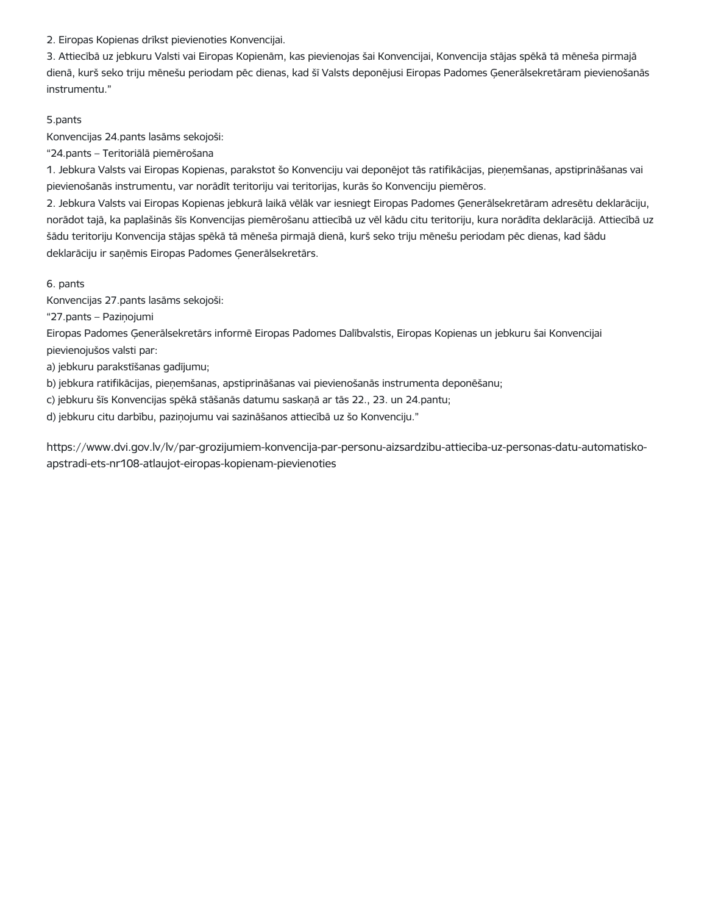2. Eiropas Kopienas drīkst pievienoties Konvencijai.
3. Attiecībā uz jebkuru Valsti vai Eiropas Kopienām, kas pievienojas šai Konvencijai, Konvencija stājas spēkā tā mēneša pirmajā dienā, kurš seko triju mēnešu periodam pēc dienas, kad šī Valsts deponējusi Eiropas Padomes Ģenerālsekretāram pievienošanās instrumentu."

5.pants
Konvencijas 24.pants lasāms sekojoši:
"24.pants – Teritoriālā piemērošana
1. Jebkura Valsts vai Eiropas Kopienas, parakstot šo Konvenciju vai deponējot tās ratifikācijas, pieņemšanas, apstiprināšanas vai pievienošanās instrumentu, var norādīt teritoriju vai teritorijas, kurās šo Konvenciju piemēros.
2. Jebkura Valsts vai Eiropas Kopienas jebkurā laikā vēlāk var iesniegt Eiropas Padomes Ģenerālsekretāram adresētu deklarāciju, norādot tajā, ka paplašinās šīs Konvencijas piemērošanu attiecībā uz vēl kādu citu teritoriju, kura norādīta deklarācijā. Attiecībā uz šādu teritoriju Konvencija stājas spēkā tā mēneša pirmajā dienā, kurš seko triju mēnešu periodam pēc dienas, kad šādu deklarāciju ir saņēmis Eiropas Padomes Ģenerālsekretārs.

6. pants
Konvencijas 27.pants lasāms sekojoši:
"27.pants – Paziņojumi
Eiropas Padomes Ģenerālsekretārs informē Eiropas Padomes Dalībvalstis, Eiropas Kopienas un jebkuru šai Konvencijai pievienojušos valsti par:
a) jebkuru parakstīšanas gadījumu;
b) jebkura ratifikācijas, pieņemšanas, apstiprināšanas vai pievienošanās instrumenta deponēšanu;
c) jebkuru šīs Konvencijas spēkā stāšanās datumu saskaņā ar tās 22., 23. un 24.pantu;
d) jebkuru citu darbību, paziņojumu vai sazināšanos attiecībā uz šo Konvenciju."

https://www.dvi.gov.lv/lv/par-grozijumiem-konvencija-par-personu-aizsardzibu-attieciba-uz-personas-datu-automatisko-apstradi-ets-nr108-atlaujot-eiropas-kopienam-pievienoties